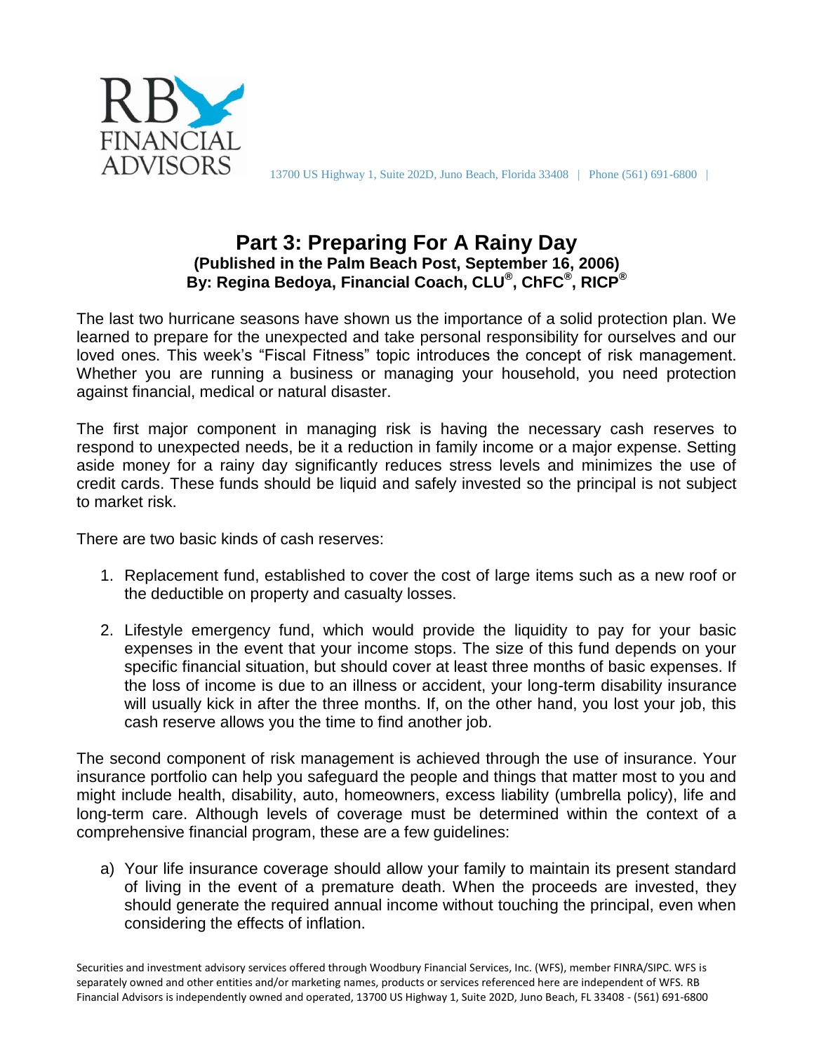# Part 3: Preparing For A Rainy Day

**(Published in the Palm Beach Post, September 16, 2006)**
**By: Regina Bedoya, Financial Coach, CLU®, ChFC®, RICP®**

The last two hurricane seasons have shown us the importance of a solid protection plan. We learned to prepare for the unexpected and take personal responsibility for ourselves and our loved ones. This week's "Fiscal Fitness" topic introduces the concept of risk management. Whether you are running a business or managing your household, you need protection against financial, medical or natural disaster.

The first major component in managing risk is having the necessary cash reserves to respond to unexpected needs, be it a reduction in family income or a major expense. Setting aside money for a rainy day significantly reduces stress levels and minimizes the use of credit cards. These funds should be liquid and safely invested so the principal is not subject to market risk.

There are two basic kinds of cash reserves:

1. Replacement fund, established to cover the cost of large items such as a new roof or the deductible on property and casualty losses.
2. Lifestyle emergency fund, which would provide the liquidity to pay for your basic expenses in the event that your income stops. The size of this fund depends on your specific financial situation, but should cover at least three months of basic expenses. If the loss of income is due to an illness or accident, your long-term disability insurance will usually kick in after the three months. If, on the other hand, you lost your job, this cash reserve allows you the time to find another job.

The second component of risk management is achieved through the use of insurance. Your insurance portfolio can help you safeguard the people and things that matter most to you and might include health, disability, auto, homeowners, excess liability (umbrella policy), life and long-term care. Although levels of coverage must be determined within the context of a comprehensive financial program, these are a few guidelines:

a) Your life insurance coverage should allow your family to maintain its present standard of living in the event of a premature death. When the proceeds are invested, they should generate the required annual income without touching the principal, even when considering the effects of inflation.

Securities and investment advisory services offered through Woodbury Financial Services, Inc. (WFS), member FINRA/SIPC. WFS is separately owned and other entities and/or marketing names, products or services referenced here are independent of WFS. RB Financial Advisors is independently owned and operated, 13700 US Highway 1, Suite 202D, Juno Beach, FL 33408 - (561) 691-6800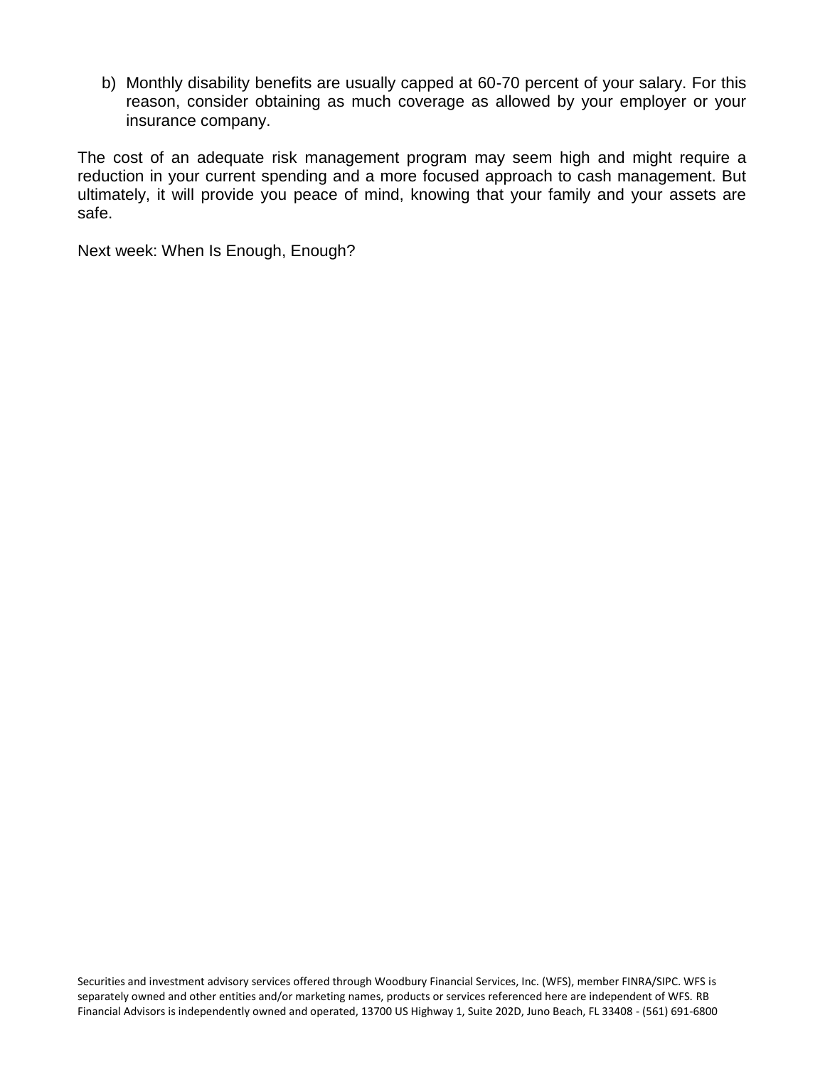b) Monthly disability benefits are usually capped at 60-70 percent of your salary. For this reason, consider obtaining as much coverage as allowed by your employer or your insurance company.

The cost of an adequate risk management program may seem high and might require a reduction in your current spending and a more focused approach to cash management. But ultimately, it will provide you peace of mind, knowing that your family and your assets are safe.

Next week: When Is Enough, Enough?

Securities and investment advisory services offered through Woodbury Financial Services, Inc. (WFS), member FINRA/SIPC. WFS is separately owned and other entities and/or marketing names, products or services referenced here are independent of WFS. RB Financial Advisors is independently owned and operated, 13700 US Highway 1, Suite 202D, Juno Beach, FL 33408 - (561) 691-6800